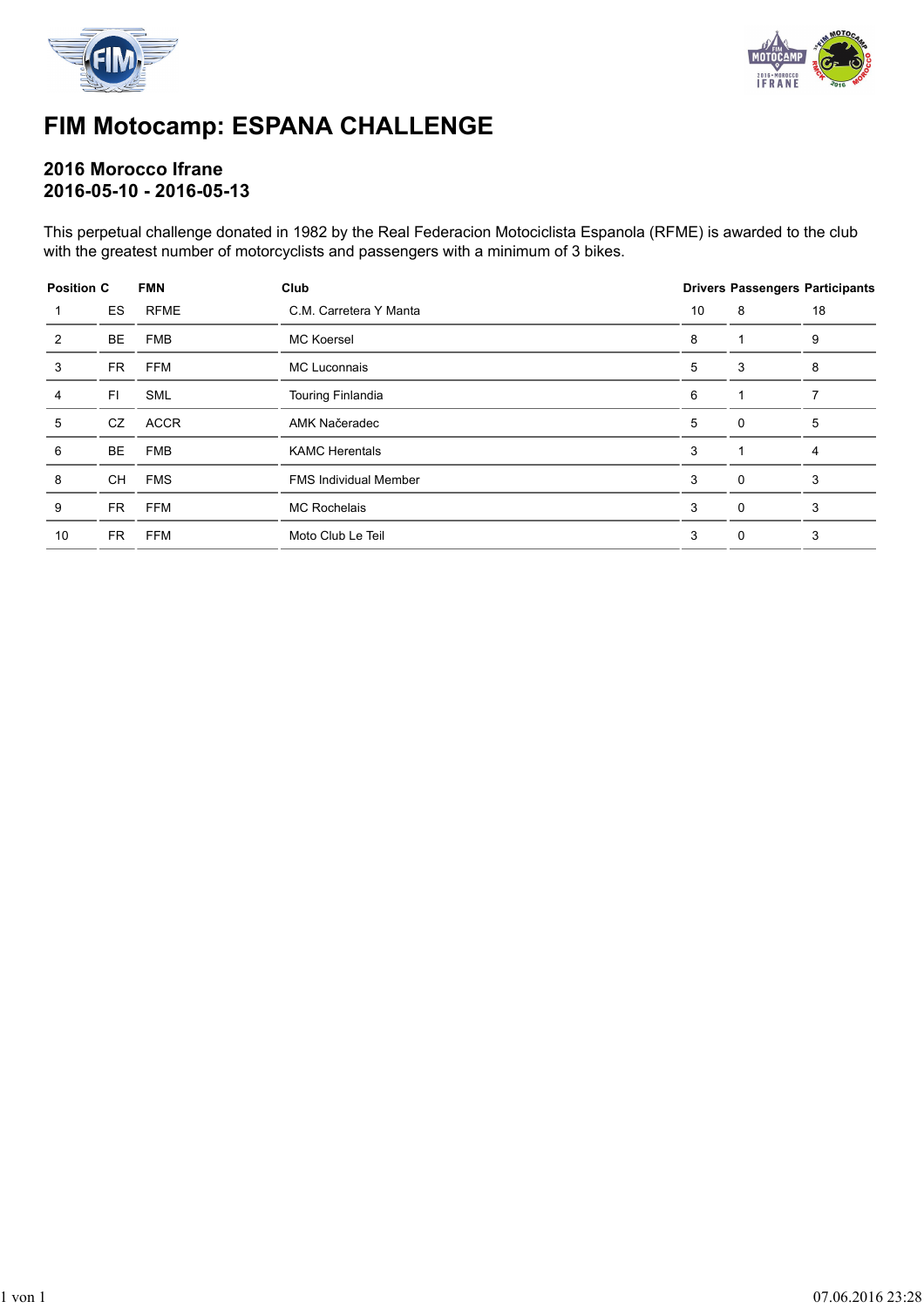# FIM Motocamp: ESPANA CHALLENGE

## 2016 Morocco Ifrane
## 2016-05-10 - 2016-05-13

This perpetual challenge donated in 1982 by the Real Federacion Motociclista Espanola (RFME) is awarded to the club with the greatest number of motorcyclists and passengers with a minimum of 3 bikes.

| Position | C | FMN | Club | Drivers | Passengers | Participants |
|---|---|---|---|---|---|---|
| 1 | ES | RFME | C.M. Carretera Y Manta | 10 | 8 | 18 |
| 2 | BE | FMB | MC Koersel | 8 | 1 | 9 |
| 3 | FR | FFM | MC Luconnais | 5 | 3 | 8 |
| 4 | FI | SML | Touring Finlandia | 6 | 1 | 7 |
| 5 | CZ | ACCR | AMK Načeradec | 5 | 0 | 5 |
| 6 | BE | FMB | KAMC Herentals | 3 | 1 | 4 |
| 8 | CH | FMS | FMS Individual Member | 3 | 0 | 3 |
| 9 | FR | FFM | MC Rochelais | 3 | 0 | 3 |
| 10 | FR | FFM | Moto Club Le Teil | 3 | 0 | 3 |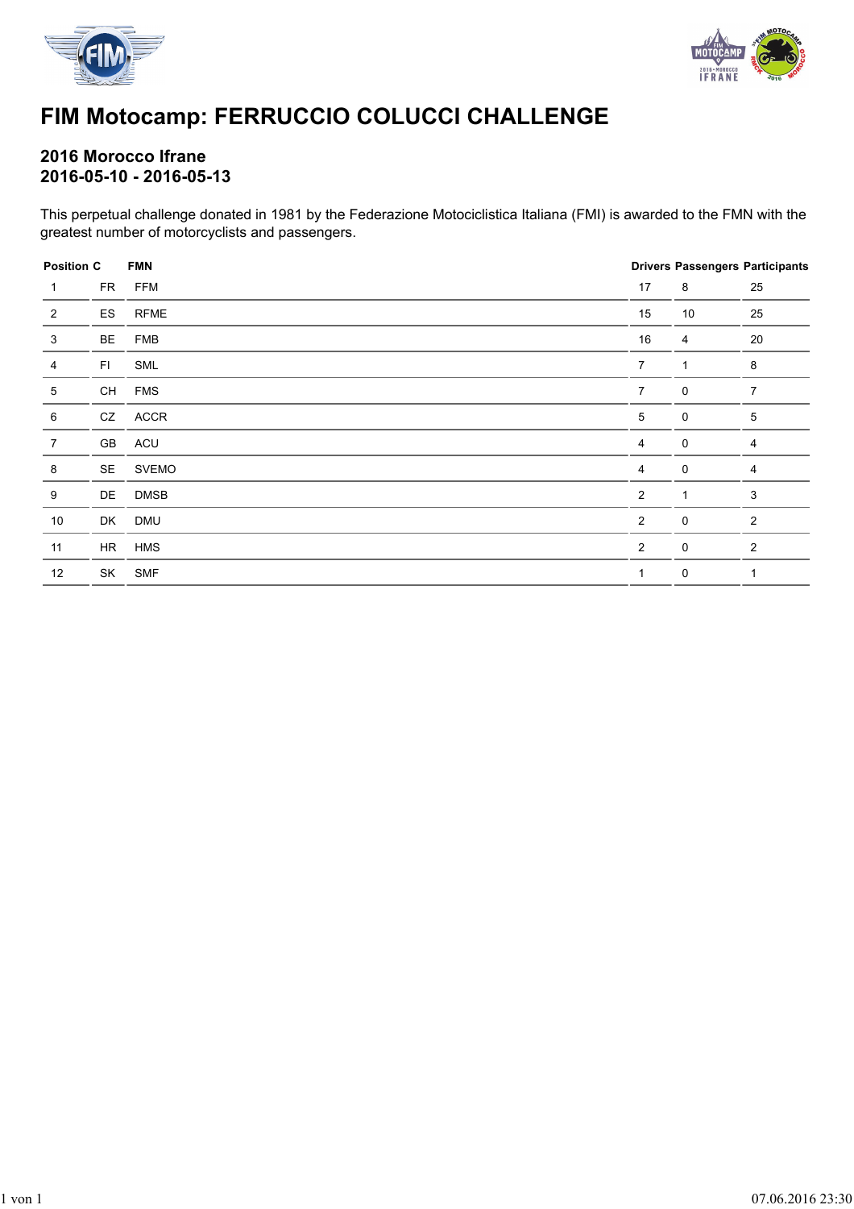# FIM Motocamp: FERRUCCIO COLUCCI CHALLENGE

## 2016 Morocco Ifrane
## 2016-05-10 - 2016-05-13

This perpetual challenge donated in 1981 by the Federazione Motociclistica Italiana (FMI) is awarded to the FMN with the greatest number of motorcyclists and passengers.

| Position | C | FMN | Drivers | Passengers | Participants |
|---|---|---|---|---|---|
| 1 | FR | FFM | 17 | 8 | 25 |
| 2 | ES | RFME | 15 | 10 | 25 |
| 3 | BE | FMB | 16 | 4 | 20 |
| 4 | FI | SML | 7 | 1 | 8 |
| 5 | CH | FMS | 7 | 0 | 7 |
| 6 | CZ | ACCR | 5 | 0 | 5 |
| 7 | GB | ACU | 4 | 0 | 4 |
| 8 | SE | SVEMO | 4 | 0 | 4 |
| 9 | DE | DMSB | 2 | 1 | 3 |
| 10 | DK | DMU | 2 | 0 | 2 |
| 11 | HR | HMS | 2 | 0 | 2 |
| 12 | SK | SMF | 1 | 0 | 1 |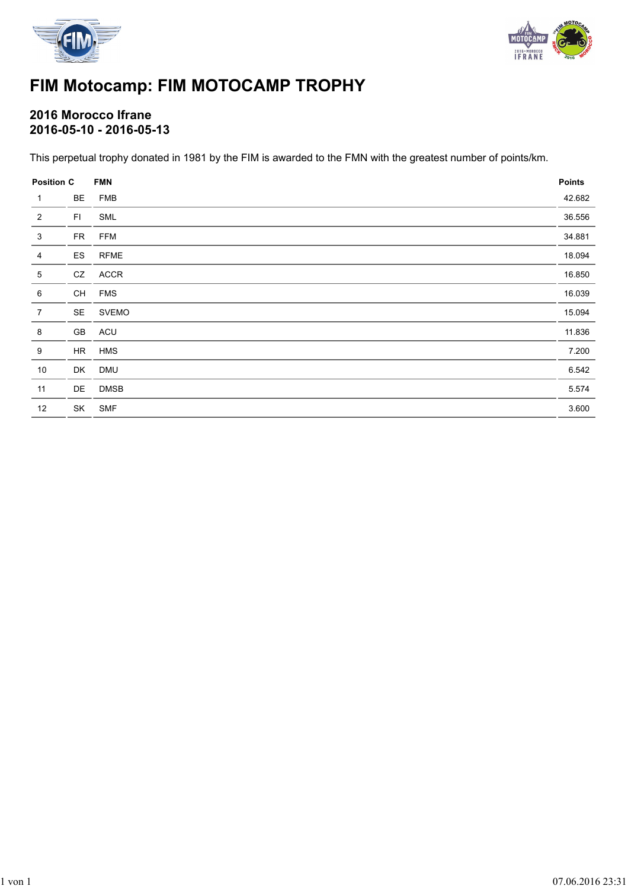# FIM Motocamp: FIM MOTOCAMP TROPHY

## 2016 Morocco Ifrane
## 2016-05-10 - 2016-05-13

This perpetual trophy donated in 1981 by the FIM is awarded to the FMN with the greatest number of points/km.

| Position | C | FMN | Points |
|---|---|---|---|
| 1 | BE | FMB | 42.682 |
| 2 | FI | SML | 36.556 |
| 3 | FR | FFM | 34.881 |
| 4 | ES | RFME | 18.094 |
| 5 | CZ | ACCR | 16.850 |
| 6 | CH | FMS | 16.039 |
| 7 | SE | SVEMO | 15.094 |
| 8 | GB | ACU | 11.836 |
| 9 | HR | HMS | 7.200 |
| 10 | DK | DMU | 6.542 |
| 11 | DE | DMSB | 5.574 |
| 12 | SK | SMF | 3.600 |